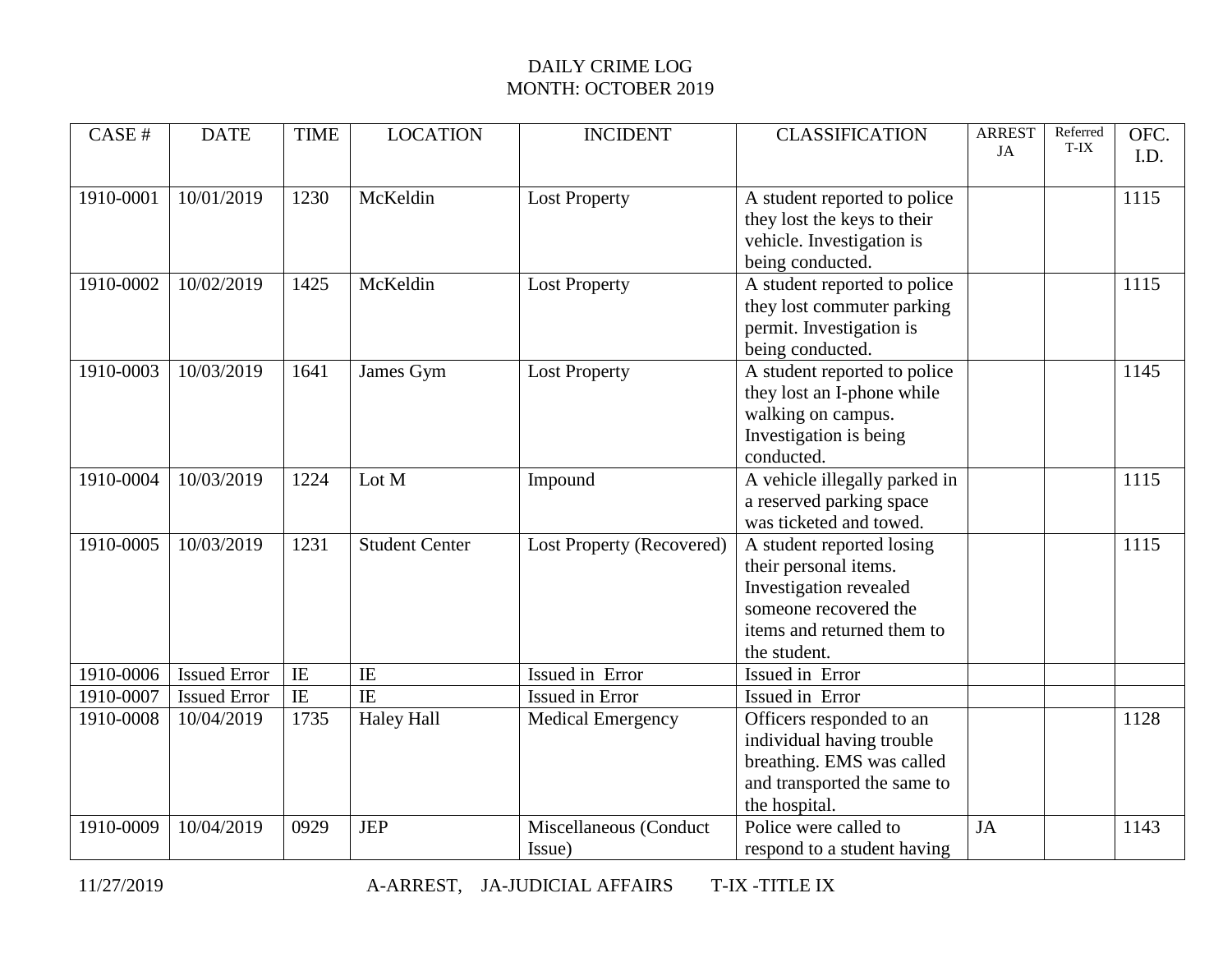# DAILY CRIME LOG
## MONTH: OCTOBER 2019

| CASE # | DATE | TIME | LOCATION | INCIDENT | CLASSIFICATION | ARREST JA | Referred T-IX | OFC. I.D. |
|---|---|---|---|---|---|---|---|---|
| 1910-0001 | 10/01/2019 | 1230 | McKeldin | Lost Property | A student reported to police they lost the keys to their vehicle. Investigation is being conducted. | | | 1115 |
| 1910-0002 | 10/02/2019 | 1425 | McKeldin | Lost Property | A student reported to police they lost commuter parking permit. Investigation is being conducted. | | | 1115 |
| 1910-0003 | 10/03/2019 | 1641 | James Gym | Lost Property | A student reported to police they lost an I-phone while walking on campus. Investigation is being conducted. | | | 1145 |
| 1910-0004 | 10/03/2019 | 1224 | Lot M | Impound | A vehicle illegally parked in a reserved parking space was ticketed and towed. | | | 1115 |
| 1910-0005 | 10/03/2019 | 1231 | Student Center | Lost Property (Recovered) | A student reported losing their personal items. Investigation revealed someone recovered the items and returned them to the student. | | | 1115 |
| 1910-0006 | Issued Error | IE | IE | Issued in Error | Issued in Error | | | |
| 1910-0007 | Issued Error | IE | IE | Issued in Error | Issued in Error | | | |
| 1910-0008 | 10/04/2019 | 1735 | Haley Hall | Medical Emergency | Officers responded to an individual having trouble breathing. EMS was called and transported the same to the hospital. | | | 1128 |
| 1910-0009 | 10/04/2019 | 0929 | JEP | Miscellaneous (Conduct Issue) | Police were called to respond to a student having | JA | | 1143 |

11/27/2019 A-ARREST, JA-JUDICIAL AFFAIRS T-IX -TITLE IX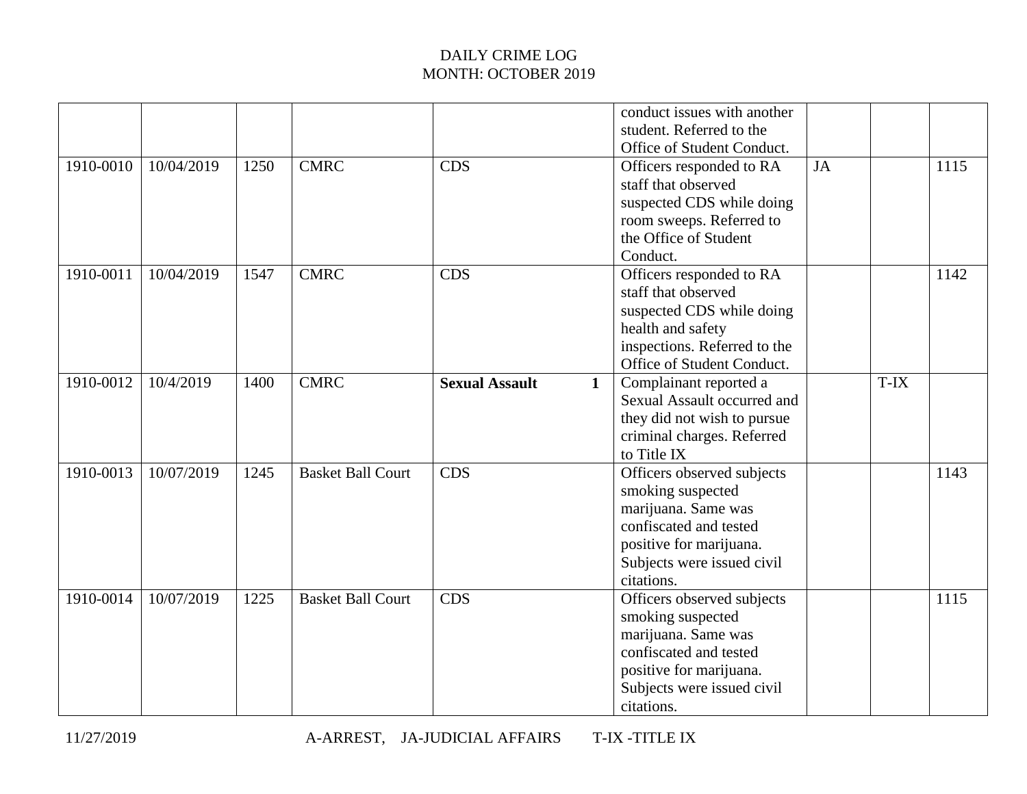DAILY CRIME LOG
MONTH: OCTOBER 2019

| | | | | | | | | |
|---|---|---|---|---|---|---|---|---|
| | | | | | conduct issues with another student. Referred to the Office of Student Conduct. | | | |
| 1910-0010 | 10/04/2019 | 1250 | CMRC | CDS | Officers responded to RA staff that observed suspected CDS while doing room sweeps. Referred to the Office of Student Conduct. | JA | | 1115 |
| 1910-0011 | 10/04/2019 | 1547 | CMRC | CDS | Officers responded to RA staff that observed suspected CDS while doing health and safety inspections. Referred to the Office of Student Conduct. | | | 1142 |
| 1910-0012 | 10/4/2019 | 1400 | CMRC | **Sexual Assault 1** | Complainant reported a Sexual Assault occurred and they did not wish to pursue criminal charges. Referred to Title IX | | T-IX | |
| 1910-0013 | 10/07/2019 | 1245 | Basket Ball Court | CDS | Officers observed subjects smoking suspected marijuana. Same was confiscated and tested positive for marijuana. Subjects were issued civil citations. | | | 1143 |
| 1910-0014 | 10/07/2019 | 1225 | Basket Ball Court | CDS | Officers observed subjects smoking suspected marijuana. Same was confiscated and tested positive for marijuana. Subjects were issued civil citations. | | | 1115 |

A-ARREST, JA-JUDICIAL AFFAIRS T-IX -TITLE IX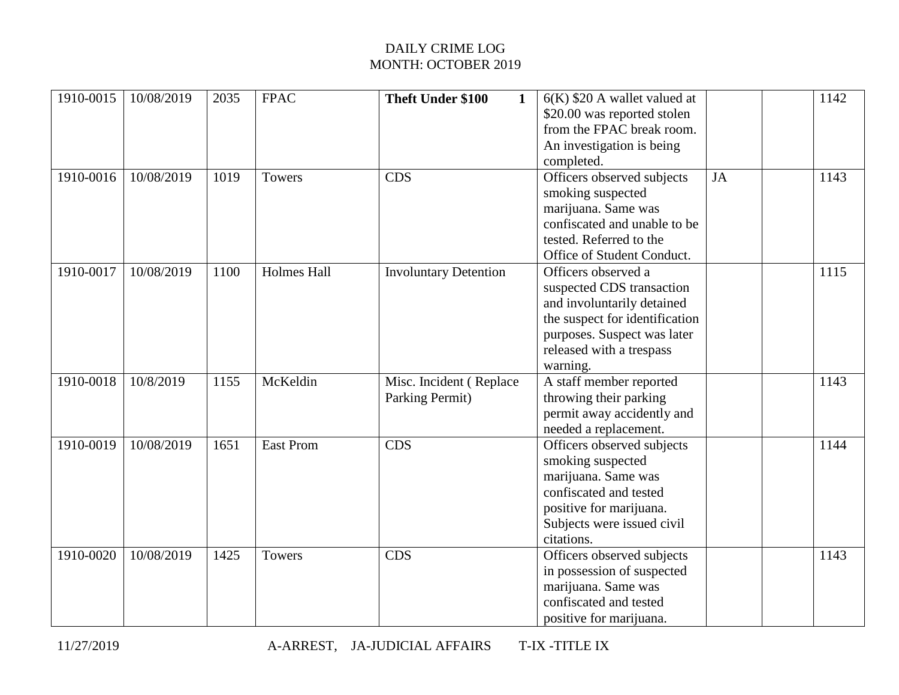DAILY CRIME LOG
MONTH: OCTOBER 2019

| | | | | | | | | |
|---|---|---|---|---|---|---|---|---|
| 1910-0015 | 10/08/2019 | 2035 | FPAC | **Theft Under $100 1** | 6(K) $20 A wallet valued at $20.00 was reported stolen from the FPAC break room. An investigation is being completed. | | | 1142 |
| 1910-0016 | 10/08/2019 | 1019 | Towers | CDS | Officers observed subjects smoking suspected marijuana. Same was confiscated and unable to be tested. Referred to the Office of Student Conduct. | JA | | 1143 |
| 1910-0017 | 10/08/2019 | 1100 | Holmes Hall | Involuntary Detention | Officers observed a suspected CDS transaction and involuntarily detained the suspect for identification purposes. Suspect was later released with a trespass warning. | | | 1115 |
| 1910-0018 | 10/8/2019 | 1155 | McKeldin | Misc. Incident ( Replace Parking Permit) | A staff member reported throwing their parking permit away accidently and needed a replacement. | | | 1143 |
| 1910-0019 | 10/08/2019 | 1651 | East Prom | CDS | Officers observed subjects smoking suspected marijuana. Same was confiscated and tested positive for marijuana. Subjects were issued civil citations. | | | 1144 |
| 1910-0020 | 10/08/2019 | 1425 | Towers | CDS | Officers observed subjects in possession of suspected marijuana. Same was confiscated and tested positive for marijuana. | | | 1143 |

11/27/2019 A-ARREST, JA-JUDICIAL AFFAIRS T-IX -TITLE IX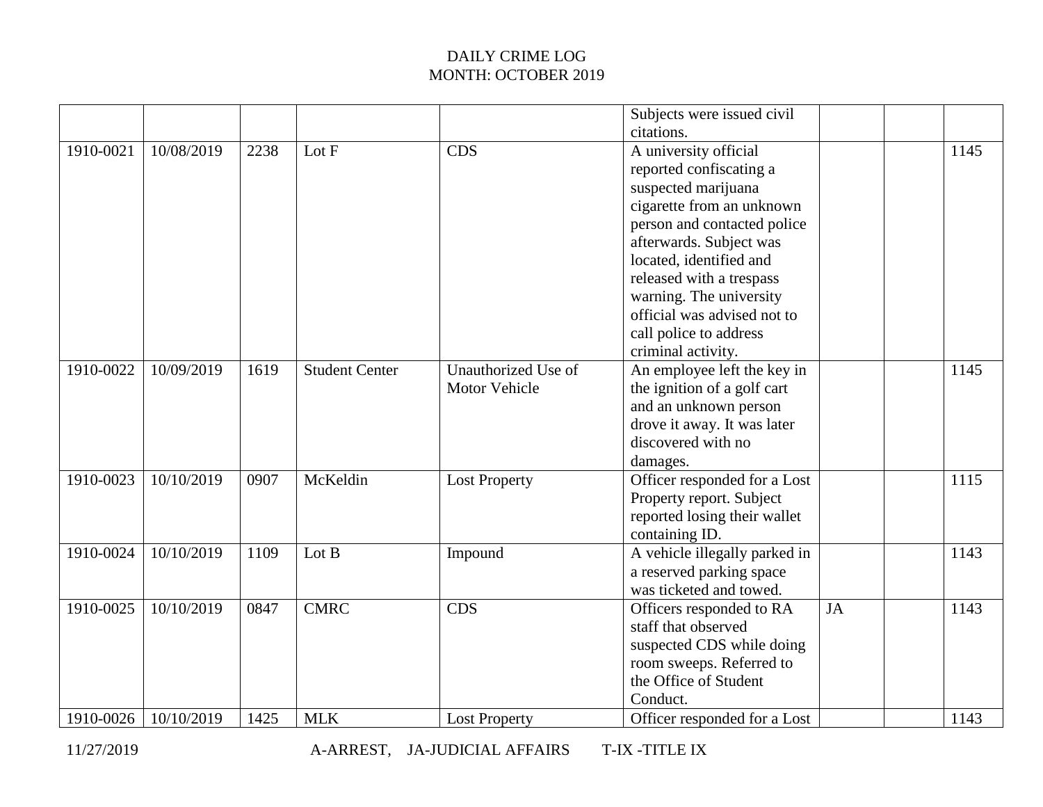DAILY CRIME LOG
MONTH: OCTOBER 2019

| | | | | | | | | |
|---|---|---|---|---|---|---|---|---|
| | | | | | Subjects were issued civil citations. | | | |
| 1910-0021 | 10/08/2019 | 2238 | Lot F | CDS | A university official reported confiscating a suspected marijuana cigarette from an unknown person and contacted police afterwards. Subject was located, identified and released with a trespass warning. The university official was advised not to call police to address criminal activity. | | | 1145 |
| 1910-0022 | 10/09/2019 | 1619 | Student Center | Unauthorized Use of Motor Vehicle | An employee left the key in the ignition of a golf cart and an unknown person drove it away. It was later discovered with no damages. | | | 1145 |
| 1910-0023 | 10/10/2019 | 0907 | McKeldin | Lost Property | Officer responded for a Lost Property report. Subject reported losing their wallet containing ID. | | | 1115 |
| 1910-0024 | 10/10/2019 | 1109 | Lot B | Impound | A vehicle illegally parked in a reserved parking space was ticketed and towed. | | | 1143 |
| 1910-0025 | 10/10/2019 | 0847 | CMRC | CDS | Officers responded to RA staff that observed suspected CDS while doing room sweeps. Referred to the Office of Student Conduct. | JA | | 1143 |
| 1910-0026 | 10/10/2019 | 1425 | MLK | Lost Property | Officer responded for a Lost | | | 1143 |

11/27/2019 A-ARREST, JA-JUDICIAL AFFAIRS T-IX -TITLE IX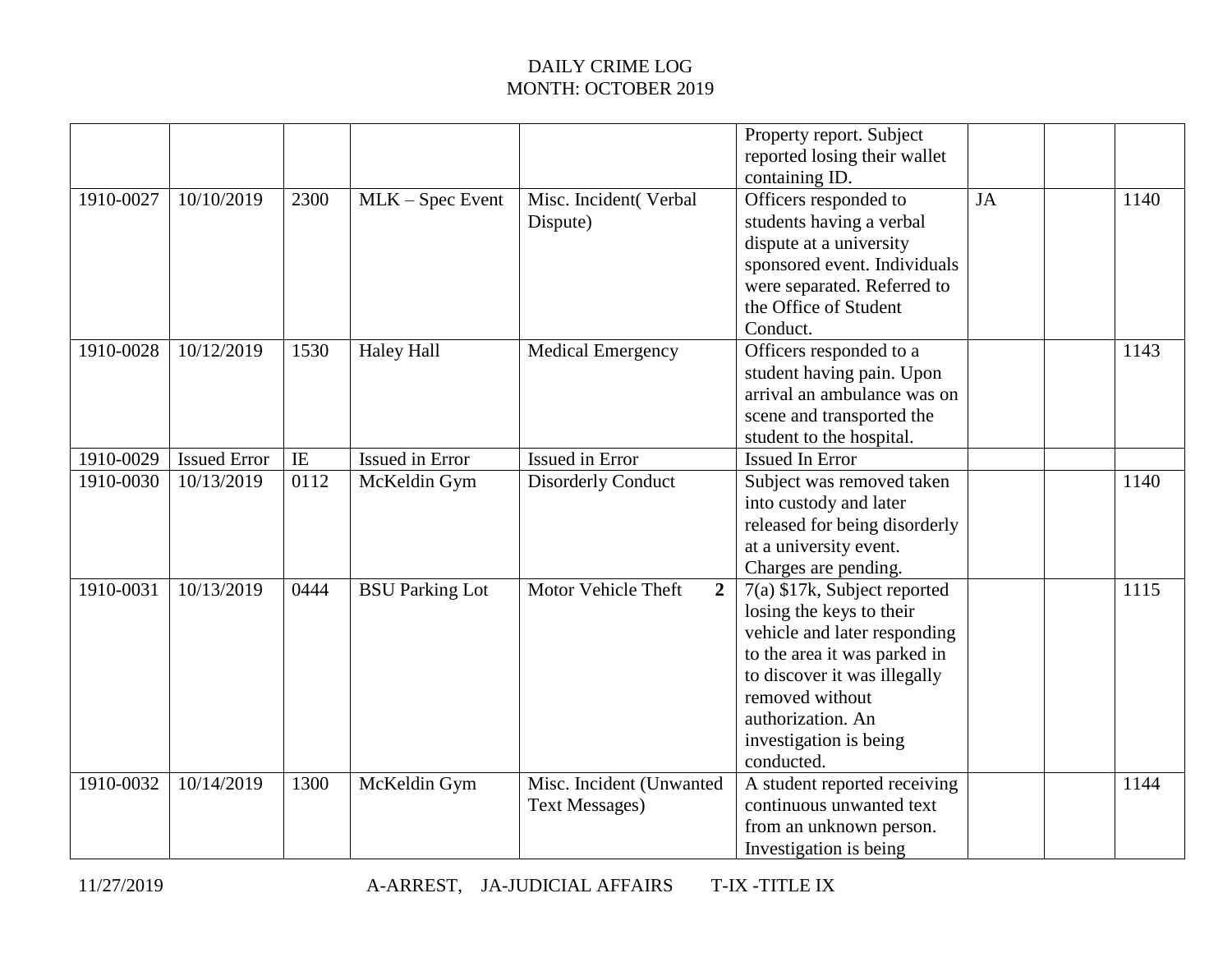DAILY CRIME LOG
MONTH: OCTOBER 2019

| | | | | | | | | |
|---|---|---|---|---|---|---|---|---|
| | | | | | Property report. Subject reported losing their wallet containing ID. | | | |
| 1910-0027 | 10/10/2019 | 2300 | MLK – Spec Event | Misc. Incident( Verbal Dispute) | Officers responded to students having a verbal dispute at a university sponsored event. Individuals were separated. Referred to the Office of Student Conduct. | JA | | 1140 |
| 1910-0028 | 10/12/2019 | 1530 | Haley Hall | Medical Emergency | Officers responded to a student having pain. Upon arrival an ambulance was on scene and transported the student to the hospital. | | | 1143 |
| 1910-0029 | Issued Error | IE | Issued in Error | Issued in Error | Issued In Error | | | |
| 1910-0030 | 10/13/2019 | 0112 | McKeldin Gym | Disorderly Conduct | Subject was removed taken into custody and later released for being disorderly at a university event. Charges are pending. | | | 1140 |
| 1910-0031 | 10/13/2019 | 0444 | BSU Parking Lot | Motor Vehicle Theft **2** | 7(a) $17k, Subject reported losing the keys to their vehicle and later responding to the area it was parked in to discover it was illegally removed without authorization. An investigation is being conducted. | | | 1115 |
| 1910-0032 | 10/14/2019 | 1300 | McKeldin Gym | Misc. Incident (Unwanted Text Messages) | A student reported receiving continuous unwanted text from an unknown person. Investigation is being | | | 1144 |

11/27/2019 A-ARREST, JA-JUDICIAL AFFAIRS T-IX -TITLE IX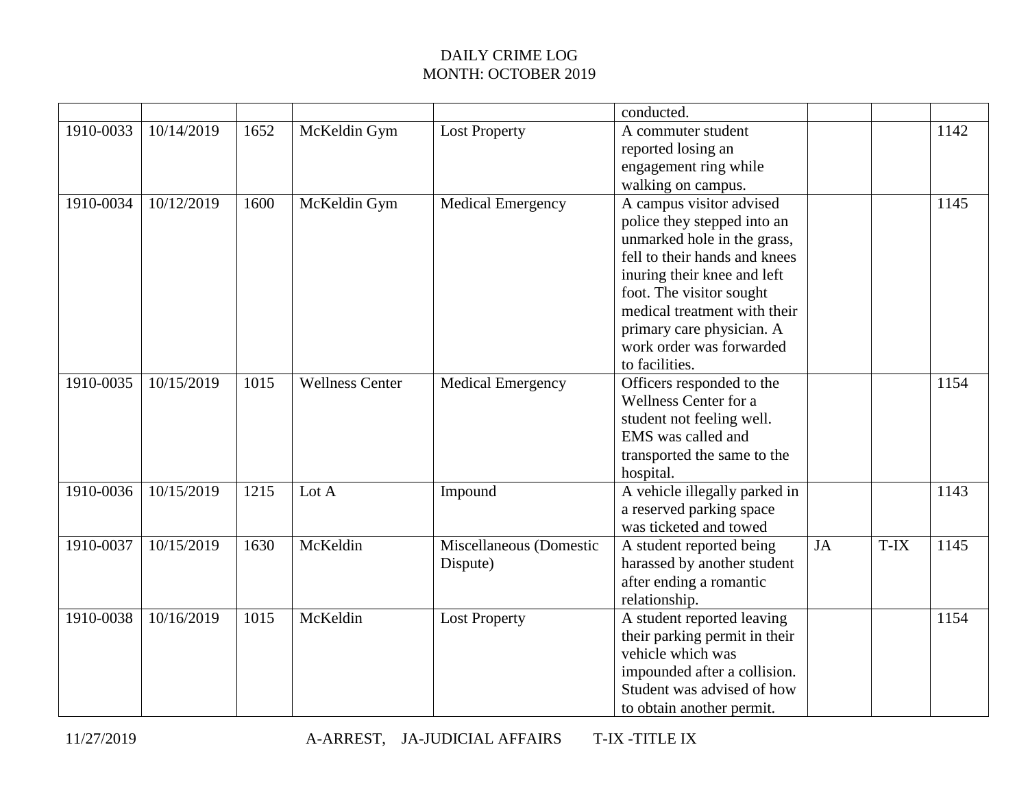DAILY CRIME LOG
MONTH: OCTOBER 2019

| | | | | | | | | |
|---|---|---|---|---|---|---|---|---|
| | | | | | conducted. | | | |
| 1910-0033 | 10/14/2019 | 1652 | McKeldin Gym | Lost Property | A commuter student reported losing an engagement ring while walking on campus. | | | 1142 |
| 1910-0034 | 10/12/2019 | 1600 | McKeldin Gym | Medical Emergency | A campus visitor advised police they stepped into an unmarked hole in the grass, fell to their hands and knees inuring their knee and left foot. The visitor sought medical treatment with their primary care physician. A work order was forwarded to facilities. | | | 1145 |
| 1910-0035 | 10/15/2019 | 1015 | Wellness Center | Medical Emergency | Officers responded to the Wellness Center for a student not feeling well. EMS was called and transported the same to the hospital. | | | 1154 |
| 1910-0036 | 10/15/2019 | 1215 | Lot A | Impound | A vehicle illegally parked in a reserved parking space was ticketed and towed | | | 1143 |
| 1910-0037 | 10/15/2019 | 1630 | McKeldin | Miscellaneous (Domestic Dispute) | A student reported being harassed by another student after ending a romantic relationship. | JA | T-IX | 1145 |
| 1910-0038 | 10/16/2019 | 1015 | McKeldin | Lost Property | A student reported leaving their parking permit in their vehicle which was impounded after a collision. Student was advised of how to obtain another permit. | | | 1154 |

11/27/2019 A-ARREST, JA-JUDICIAL AFFAIRS T-IX -TITLE IX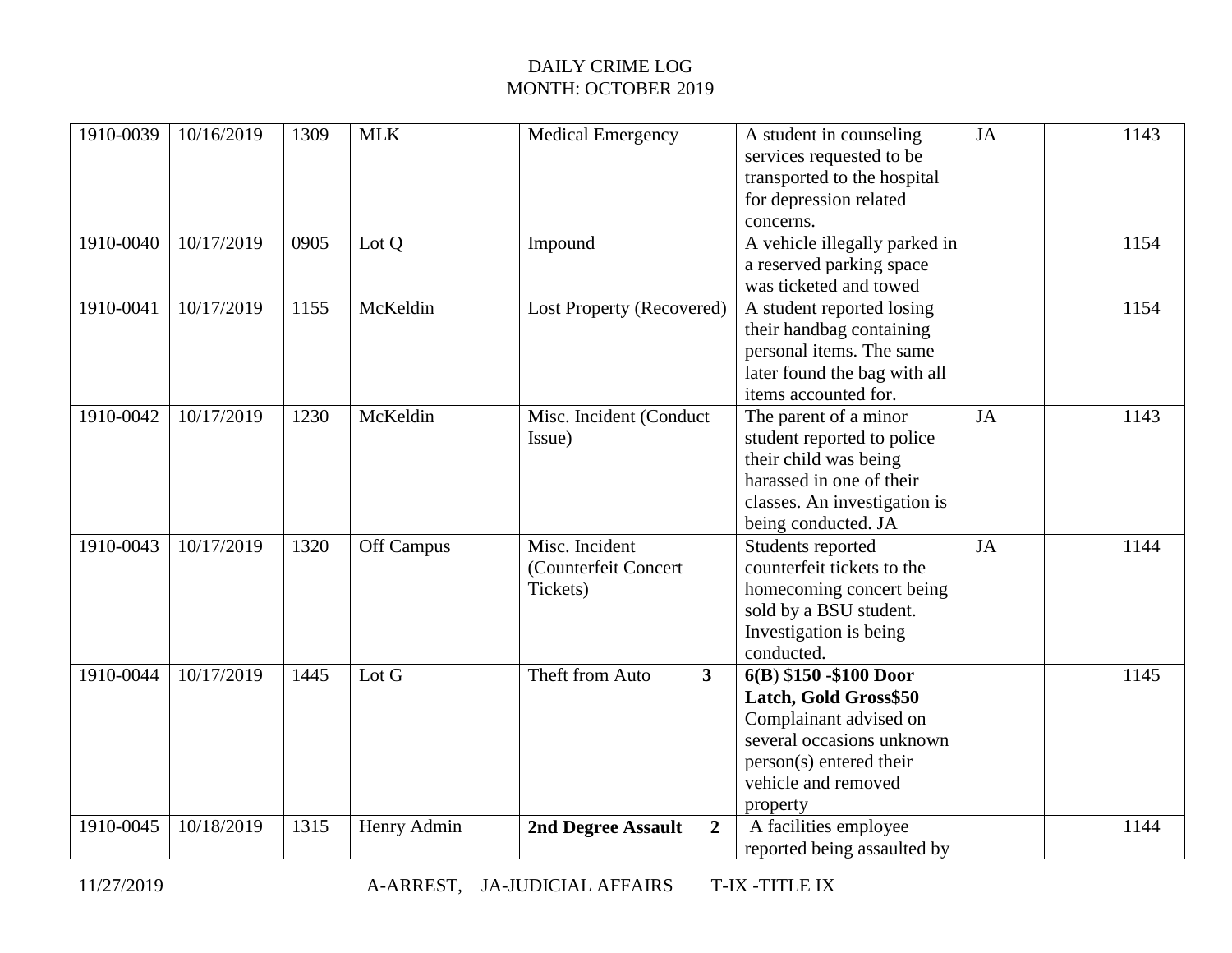DAILY CRIME LOG
MONTH: OCTOBER 2019

| | | | | | | | | |
|---|---|---|---|---|---|---|---|---|
| 1910-0039 | 10/16/2019 | 1309 | MLK | Medical Emergency | A student in counseling services requested to be transported to the hospital for depression related concerns. | JA | | 1143 |
| 1910-0040 | 10/17/2019 | 0905 | Lot Q | Impound | A vehicle illegally parked in a reserved parking space was ticketed and towed | | | 1154 |
| 1910-0041 | 10/17/2019 | 1155 | McKeldin | Lost Property (Recovered) | A student reported losing their handbag containing personal items. The same later found the bag with all items accounted for. | | | 1154 |
| 1910-0042 | 10/17/2019 | 1230 | McKeldin | Misc. Incident (Conduct Issue) | The parent of a minor student reported to police their child was being harassed in one of their classes. An investigation is being conducted. JA | JA | | 1143 |
| 1910-0043 | 10/17/2019 | 1320 | Off Campus | Misc. Incident (Counterfeit Concert Tickets) | Students reported counterfeit tickets to the homecoming concert being sold by a BSU student. Investigation is being conducted. | JA | | 1144 |
| 1910-0044 | 10/17/2019 | 1445 | Lot G | Theft from Auto **3** | **6(B)** $**150 -$100 Door Latch, Gold Gross$50** Complainant advised on several occasions unknown person(s) entered their vehicle and removed property | | | 1145 |
| 1910-0045 | 10/18/2019 | 1315 | Henry Admin | **2nd Degree Assault 2** | A facilities employee reported being assaulted by | | | 1144 |

11/27/2019 A-ARREST, JA-JUDICIAL AFFAIRS T-IX -TITLE IX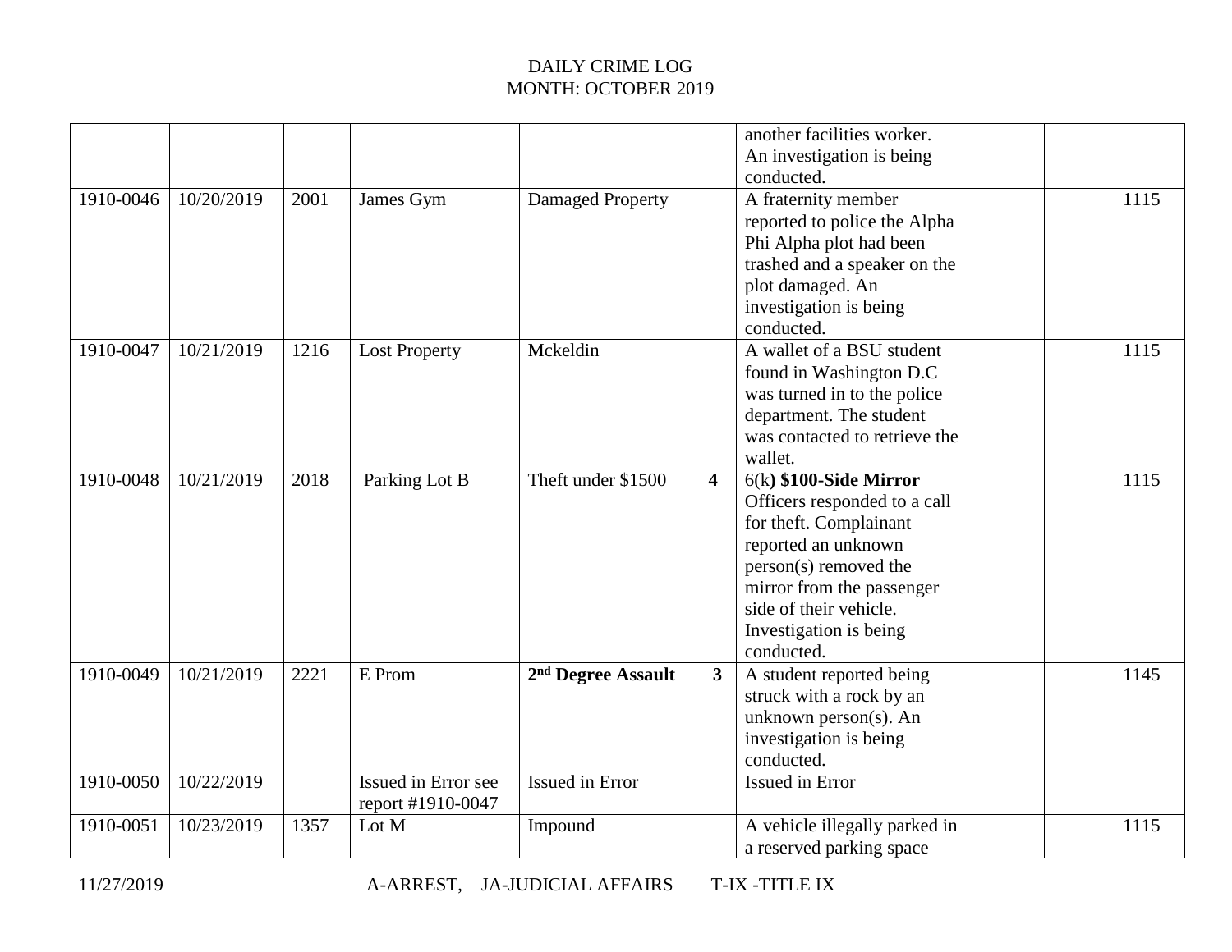DAILY CRIME LOG
MONTH: OCTOBER 2019

| | | | | | | | | |
|---|---|---|---|---|---|---|---|---|
| | | | | | another facilities worker. An investigation is being conducted. | | | |
| 1910-0046 | 10/20/2019 | 2001 | James Gym | Damaged Property | A fraternity member reported to police the Alpha Phi Alpha plot had been trashed and a speaker on the plot damaged. An investigation is being conducted. | | | 1115 |
| 1910-0047 | 10/21/2019 | 1216 | Lost Property | Mckeldin | A wallet of a BSU student found in Washington D.C was turned in to the police department. The student was contacted to retrieve the wallet. | | | 1115 |
| 1910-0048 | 10/21/2019 | 2018 | Parking Lot B | Theft under $1500 **4** | 6(k**) $100-Side Mirror** Officers responded to a call for theft. Complainant reported an unknown person(s) removed the mirror from the passenger side of their vehicle. Investigation is being conducted. | | | 1115 |
| 1910-0049 | 10/21/2019 | 2221 | E Prom | **2nd Degree Assault 3** | A student reported being struck with a rock by an unknown person(s). An investigation is being conducted. | | | 1145 |
| 1910-0050 | 10/22/2019 | | Issued in Error see report #1910-0047 | Issued in Error | Issued in Error | | | |
| 1910-0051 | 10/23/2019 | 1357 | Lot M | Impound | A vehicle illegally parked in a reserved parking space | | | 1115 |

11/27/2019 A-ARREST, JA-JUDICIAL AFFAIRS T-IX -TITLE IX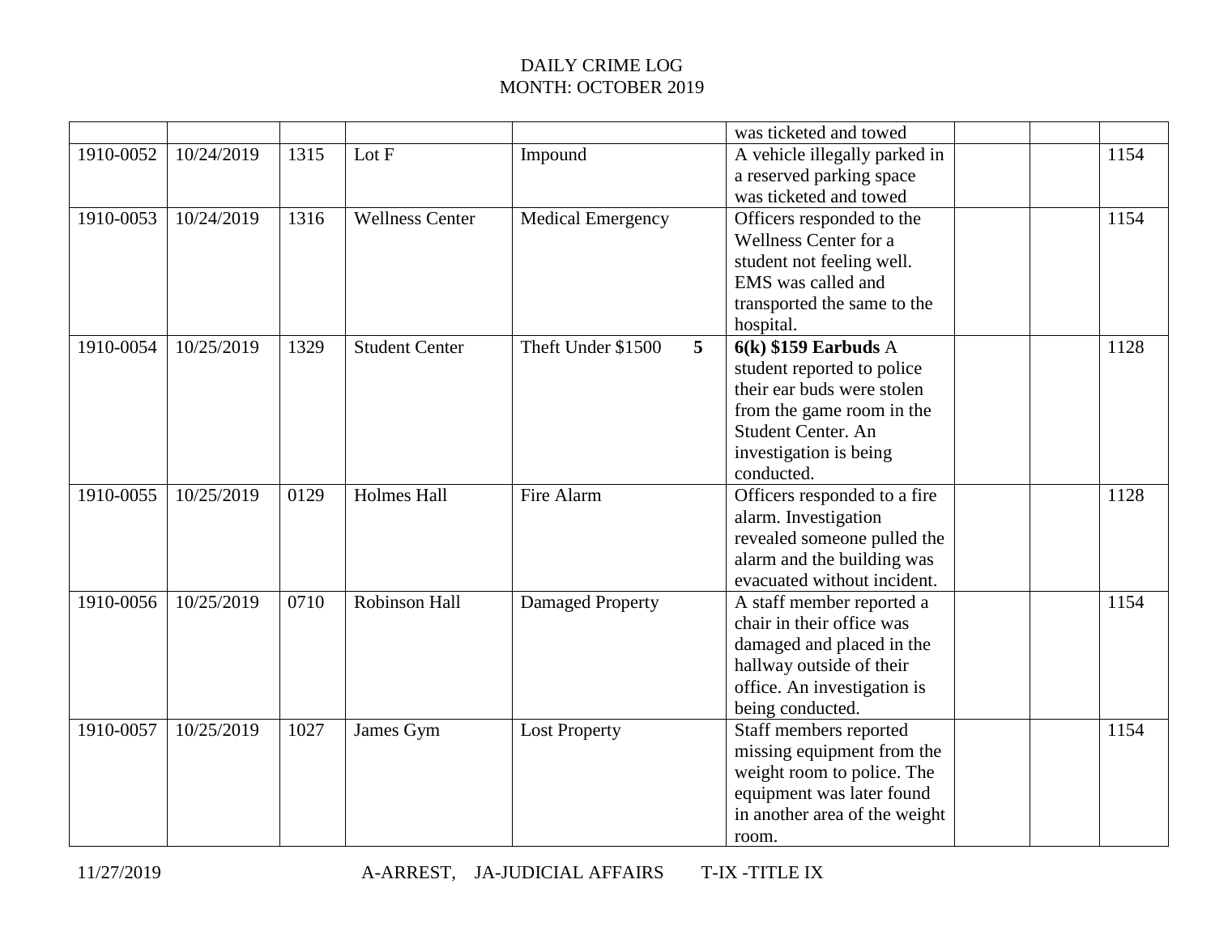DAILY CRIME LOG
MONTH: OCTOBER 2019

| | | | | | | | | |
|---|---|---|---|---|---|---|---|---|
| | | | | | was ticketed and towed | | | |
| 1910-0052 | 10/24/2019 | 1315 | Lot F | Impound | A vehicle illegally parked in a reserved parking space was ticketed and towed | | | 1154 |
| 1910-0053 | 10/24/2019 | 1316 | Wellness Center | Medical Emergency | Officers responded to the Wellness Center for a student not feeling well. EMS was called and transported the same to the hospital. | | | 1154 |
| 1910-0054 | 10/25/2019 | 1329 | Student Center | Theft Under $1500 **5** | **6(k) $159 Earbuds** A student reported to police their ear buds were stolen from the game room in the Student Center. An investigation is being conducted. | | | 1128 |
| 1910-0055 | 10/25/2019 | 0129 | Holmes Hall | Fire Alarm | Officers responded to a fire alarm. Investigation revealed someone pulled the alarm and the building was evacuated without incident. | | | 1128 |
| 1910-0056 | 10/25/2019 | 0710 | Robinson Hall | Damaged Property | A staff member reported a chair in their office was damaged and placed in the hallway outside of their office. An investigation is being conducted. | | | 1154 |
| 1910-0057 | 10/25/2019 | 1027 | James Gym | Lost Property | Staff members reported missing equipment from the weight room to police. The equipment was later found in another area of the weight room. | | | 1154 |

11/27/2019 A-ARREST, JA-JUDICIAL AFFAIRS T-IX -TITLE IX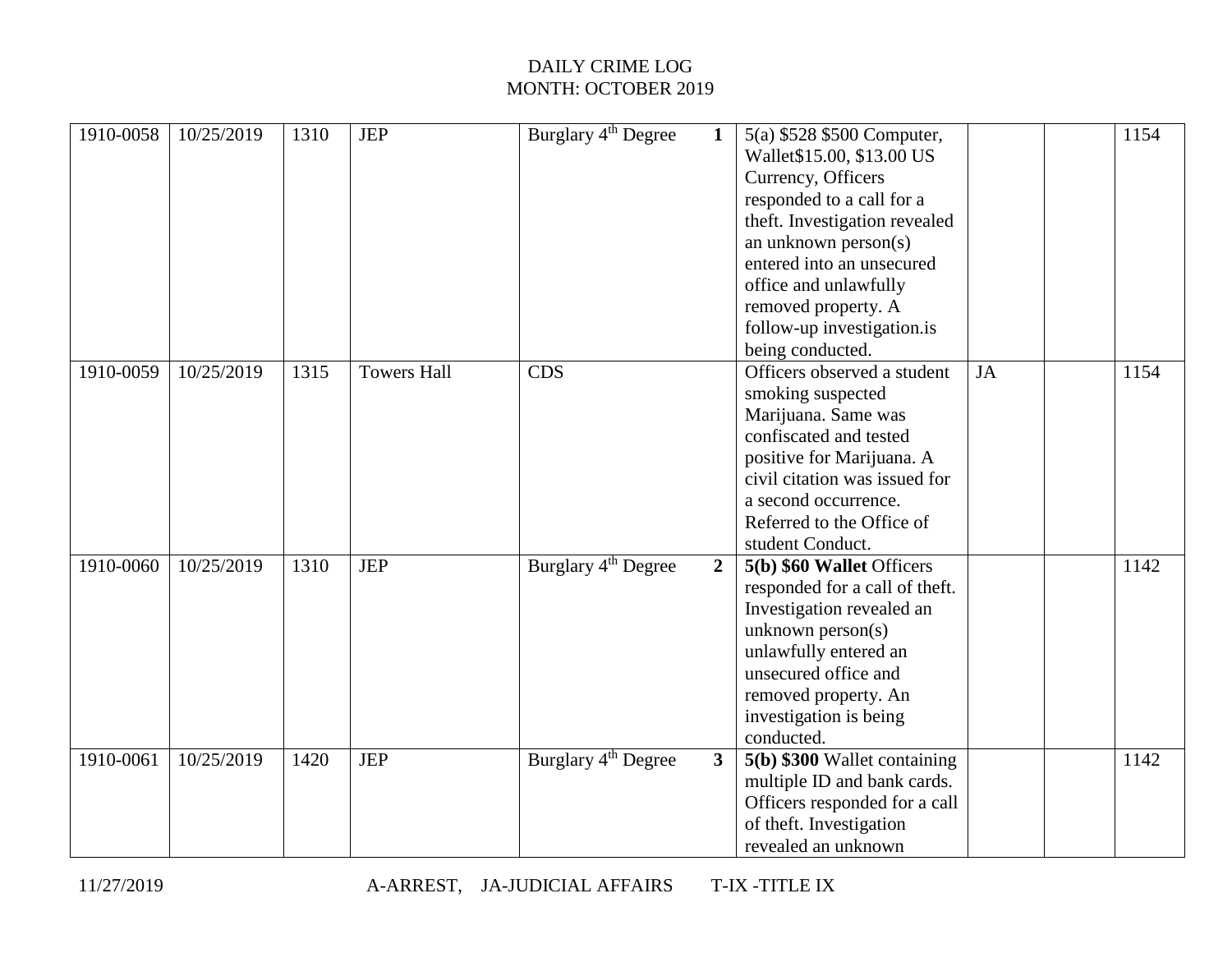DAILY CRIME LOG
MONTH: OCTOBER 2019

| | | | | | | | | | |
|---|---|---|---|---|---|---|---|---|---|
| 1910-0058 | 10/25/2019 | 1310 | JEP | Burglary 4th Degree | **1** | 5(a) $528 $500 Computer, Wallet$15.00, $13.00 US Currency, Officers responded to a call for a theft. Investigation revealed an unknown person(s) entered into an unsecured office and unlawfully removed property. A follow-up investigation.is being conducted. | | | 1154 |
| 1910-0059 | 10/25/2019 | 1315 | Towers Hall | CDS | | Officers observed a student smoking suspected Marijuana. Same was confiscated and tested positive for Marijuana. A civil citation was issued for a second occurrence. Referred to the Office of student Conduct. | JA | | 1154 |
| 1910-0060 | 10/25/2019 | 1310 | JEP | Burglary 4th Degree | **2** | **5(b) $60 Wallet** Officers responded for a call of theft. Investigation revealed an unknown person(s) unlawfully entered an unsecured office and removed property. An investigation is being conducted. | | | 1142 |
| 1910-0061 | 10/25/2019 | 1420 | JEP | Burglary 4th Degree | **3** | **5(b) $300** Wallet containing multiple ID and bank cards. Officers responded for a call of theft. Investigation revealed an unknown | | | 1142 |

11/27/2019 A-ARREST, JA-JUDICIAL AFFAIRS T-IX -TITLE IX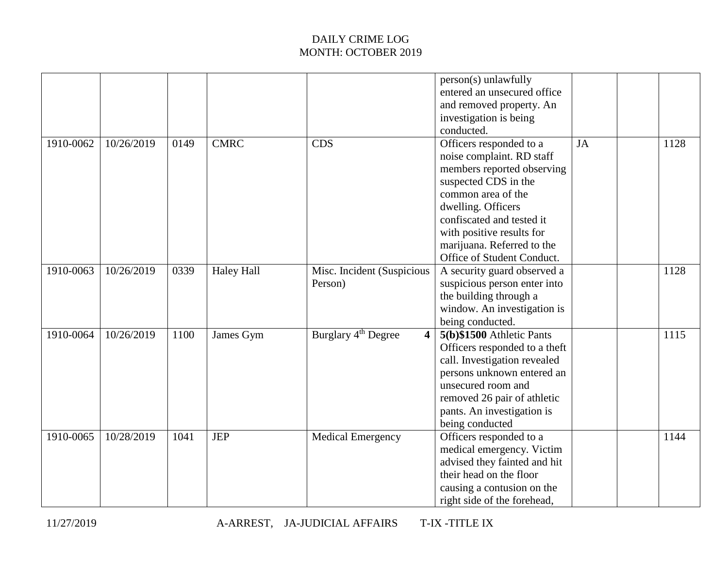DAILY CRIME LOG
MONTH: OCTOBER 2019

| | | | | | | | | |
|---|---|---|---|---|---|---|---|---|
| | | | | | person(s) unlawfully entered an unsecured office and removed property. An investigation is being conducted. | | | |
| 1910-0062 | 10/26/2019 | 0149 | CMRC | CDS | Officers responded to a noise complaint. RD staff members reported observing suspected CDS in the common area of the dwelling. Officers confiscated and tested it with positive results for marijuana. Referred to the Office of Student Conduct. | JA | | 1128 |
| 1910-0063 | 10/26/2019 | 0339 | Haley Hall | Misc. Incident (Suspicious Person) | A security guard observed a suspicious person enter into the building through a window. An investigation is being conducted. | | | 1128 |
| 1910-0064 | 10/26/2019 | 1100 | James Gym | Burglary 4th Degree **4** | **5(b)$1500** Athletic Pants Officers responded to a theft call. Investigation revealed persons unknown entered an unsecured room and removed 26 pair of athletic pants. An investigation is being conducted | | | 1115 |
| 1910-0065 | 10/28/2019 | 1041 | JEP | Medical Emergency | Officers responded to a medical emergency. Victim advised they fainted and hit their head on the floor causing a contusion on the right side of the forehead, | | | 1144 |

11/27/2019 A-ARREST, JA-JUDICIAL AFFAIRS T-IX -TITLE IX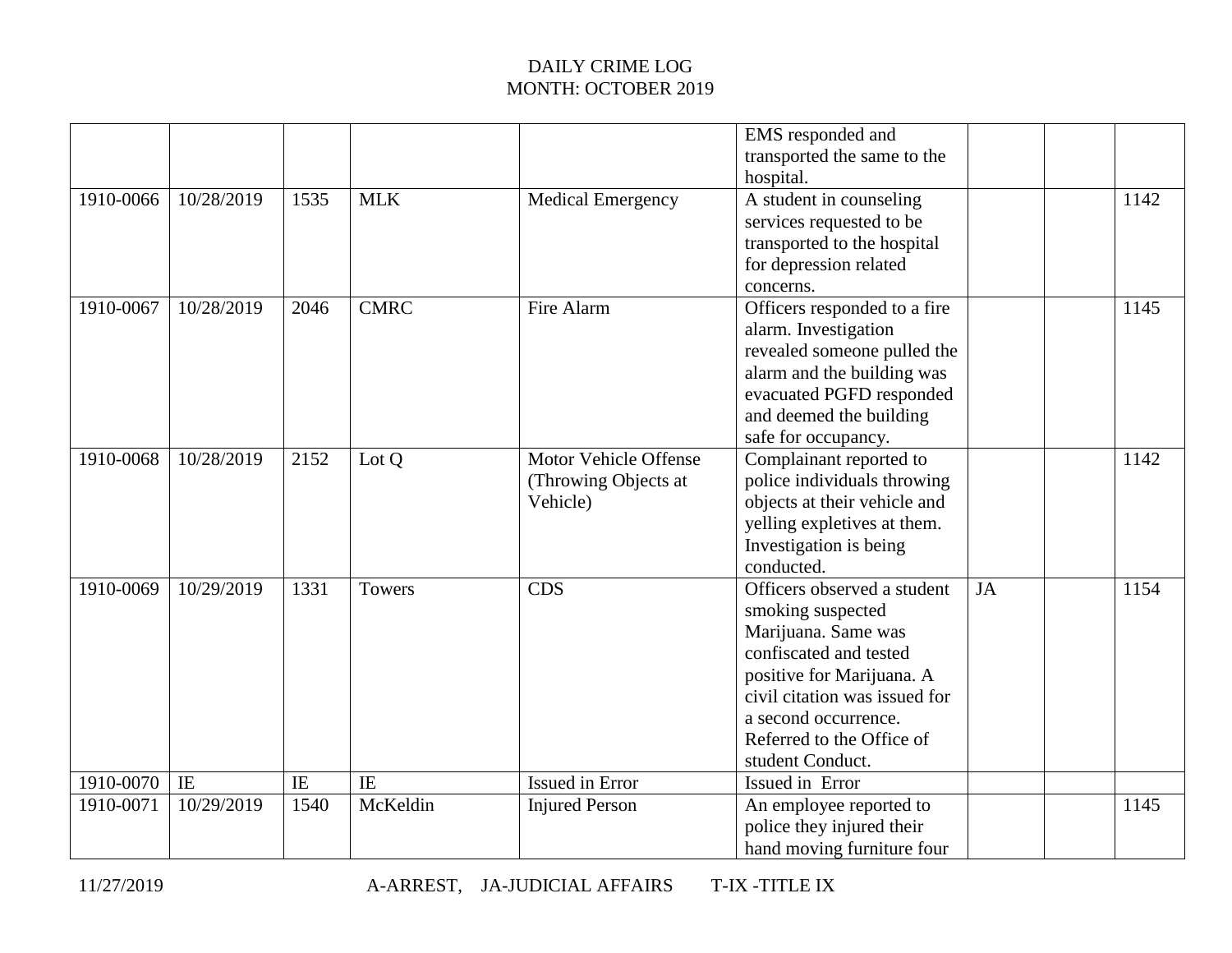DAILY CRIME LOG
MONTH: OCTOBER 2019

| | | | | | | | | |
|---|---|---|---|---|---|---|---|---|
| | | | | | EMS responded and transported the same to the hospital. | | | |
| 1910-0066 | 10/28/2019 | 1535 | MLK | Medical Emergency | A student in counseling services requested to be transported to the hospital for depression related concerns. | | | 1142 |
| 1910-0067 | 10/28/2019 | 2046 | CMRC | Fire Alarm | Officers responded to a fire alarm. Investigation revealed someone pulled the alarm and the building was evacuated PGFD responded and deemed the building safe for occupancy. | | | 1145 |
| 1910-0068 | 10/28/2019 | 2152 | Lot Q | Motor Vehicle Offense (Throwing Objects at Vehicle) | Complainant reported to police individuals throwing objects at their vehicle and yelling expletives at them. Investigation is being conducted. | | | 1142 |
| 1910-0069 | 10/29/2019 | 1331 | Towers | CDS | Officers observed a student smoking suspected Marijuana. Same was confiscated and tested positive for Marijuana. A civil citation was issued for a second occurrence. Referred to the Office of student Conduct. | JA | | 1154 |
| 1910-0070 | IE | IE | IE | Issued in Error | Issued in Error | | | |
| 1910-0071 | 10/29/2019 | 1540 | McKeldin | Injured Person | An employee reported to police they injured their hand moving furniture four | | | 1145 |

11/27/2019 A-ARREST, JA-JUDICIAL AFFAIRS T-IX -TITLE IX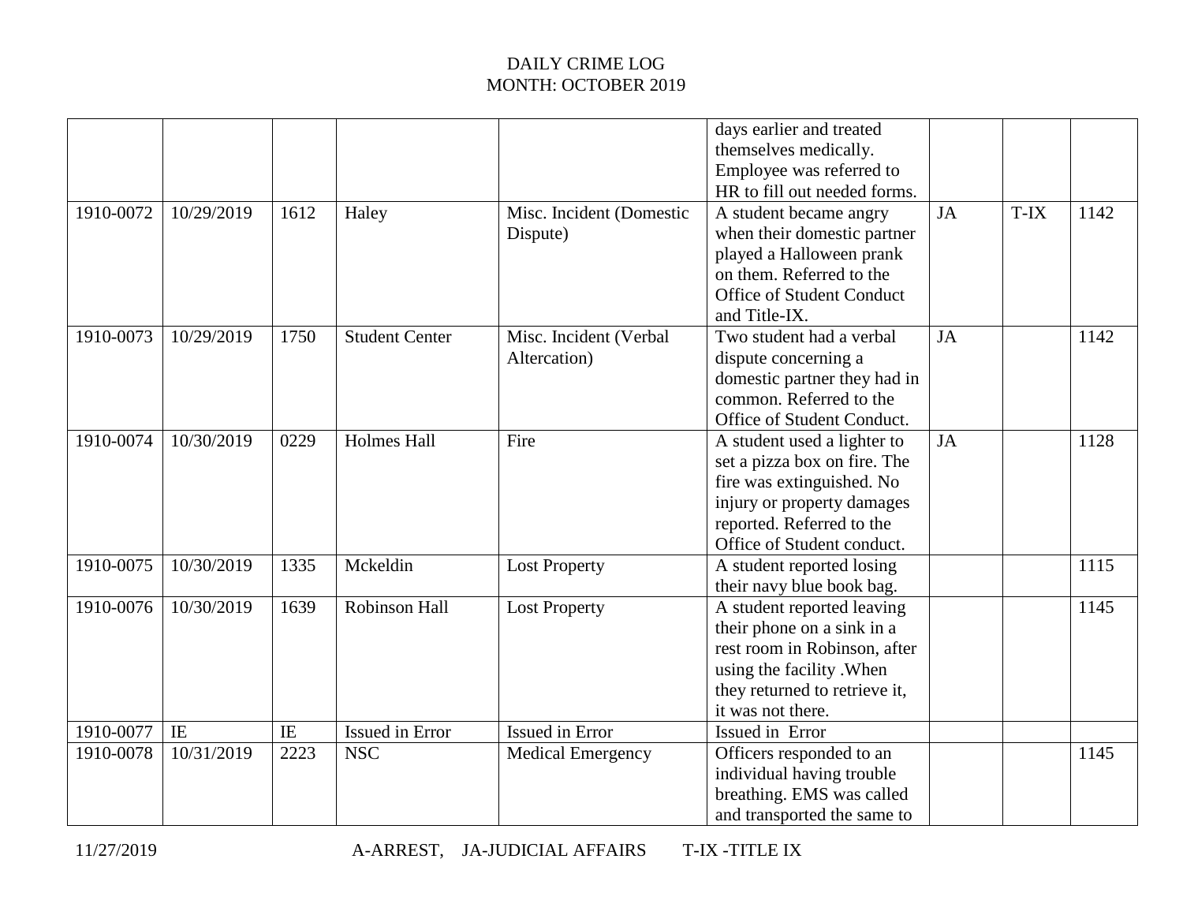# DAILY CRIME LOG
## MONTH: OCTOBER 2019

| | | | | | | | | |
|---|---|---|---|---|---|---|---|---|
| | | | | | days earlier and treated themselves medically. Employee was referred to HR to fill out needed forms. | | | |
| 1910-0072 | 10/29/2019 | 1612 | Haley | Misc. Incident (Domestic Dispute) | A student became angry when their domestic partner played a Halloween prank on them. Referred to the Office of Student Conduct and Title-IX. | JA | T-IX | 1142 |
| 1910-0073 | 10/29/2019 | 1750 | Student Center | Misc. Incident (Verbal Altercation) | Two student had a verbal dispute concerning a domestic partner they had in common. Referred to the Office of Student Conduct. | JA | | 1142 |
| 1910-0074 | 10/30/2019 | 0229 | Holmes Hall | Fire | A student used a lighter to set a pizza box on fire. The fire was extinguished. No injury or property damages reported. Referred to the Office of Student conduct. | JA | | 1128 |
| 1910-0075 | 10/30/2019 | 1335 | Mckeldin | Lost Property | A student reported losing their navy blue book bag. | | | 1115 |
| 1910-0076 | 10/30/2019 | 1639 | Robinson Hall | Lost Property | A student reported leaving their phone on a sink in a rest room in Robinson, after using the facility .When they returned to retrieve it, it was not there. | | | 1145 |
| 1910-0077 | IE | IE | Issued in Error | Issued in Error | Issued in Error | | | |
| 1910-0078 | 10/31/2019 | 2223 | NSC | Medical Emergency | Officers responded to an individual having trouble breathing. EMS was called and transported the same to | | | 1145 |

11/27/2019 A-ARREST, JA-JUDICIAL AFFAIRS T-IX -TITLE IX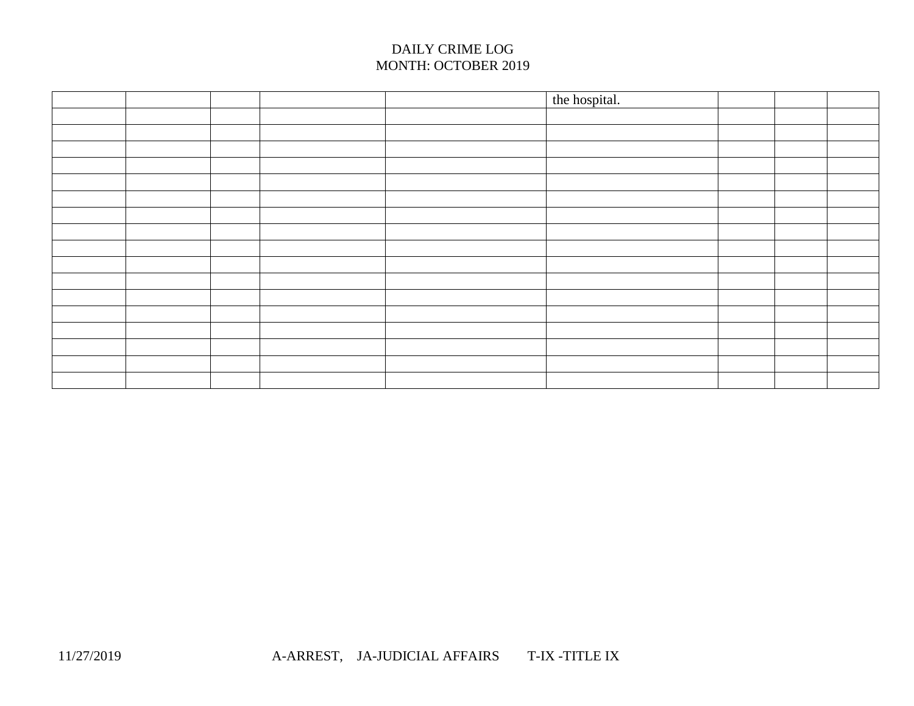DAILY CRIME LOG
MONTH: OCTOBER 2019

| | | | | | | | | |
|---|---|---|---|---|---|---|---|---|
| | | | | | the hospital. | | | |
| | | | | | | | | |
| | | | | | | | | |
| | | | | | | | | |
| | | | | | | | | |
| | | | | | | | | |
| | | | | | | | | |
| | | | | | | | | |
| | | | | | | | | |
| | | | | | | | | |
| | | | | | | | | |
| | | | | | | | | |
| | | | | | | | | |
| | | | | | | | | |
| | | | | | | | | |
| | | | | | | | | |
| | | | | | | | | |
| | | | | | | | | |

11/27/2019 A-ARREST, JA-JUDICIAL AFFAIRS T-IX -TITLE IX